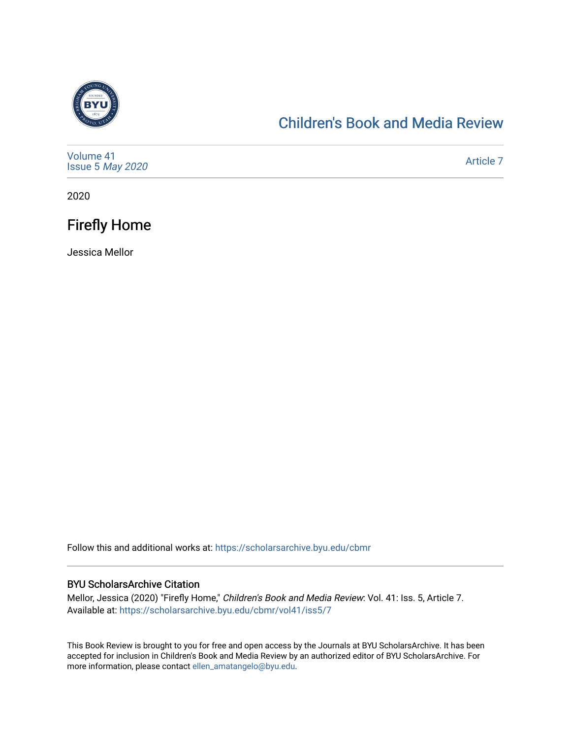# Children's Book and Media Review

Volume 41
Issue 5 *May 2020*

Article 7

2020

## Firefly Home

Jessica Mellor

Follow this and additional works at: https://scholarsarchive.byu.edu/cbmr

### BYU ScholarsArchive Citation

Mellor, Jessica (2020) "Firefly Home," *Children's Book and Media Review*: Vol. 41: Iss. 5, Article 7.
Available at: https://scholarsarchive.byu.edu/cbmr/vol41/iss5/7

This Book Review is brought to you for free and open access by the Journals at BYU ScholarsArchive. It has been accepted for inclusion in Children's Book and Media Review by an authorized editor of BYU ScholarsArchive. For more information, please contact ellen_amatangelo@byu.edu.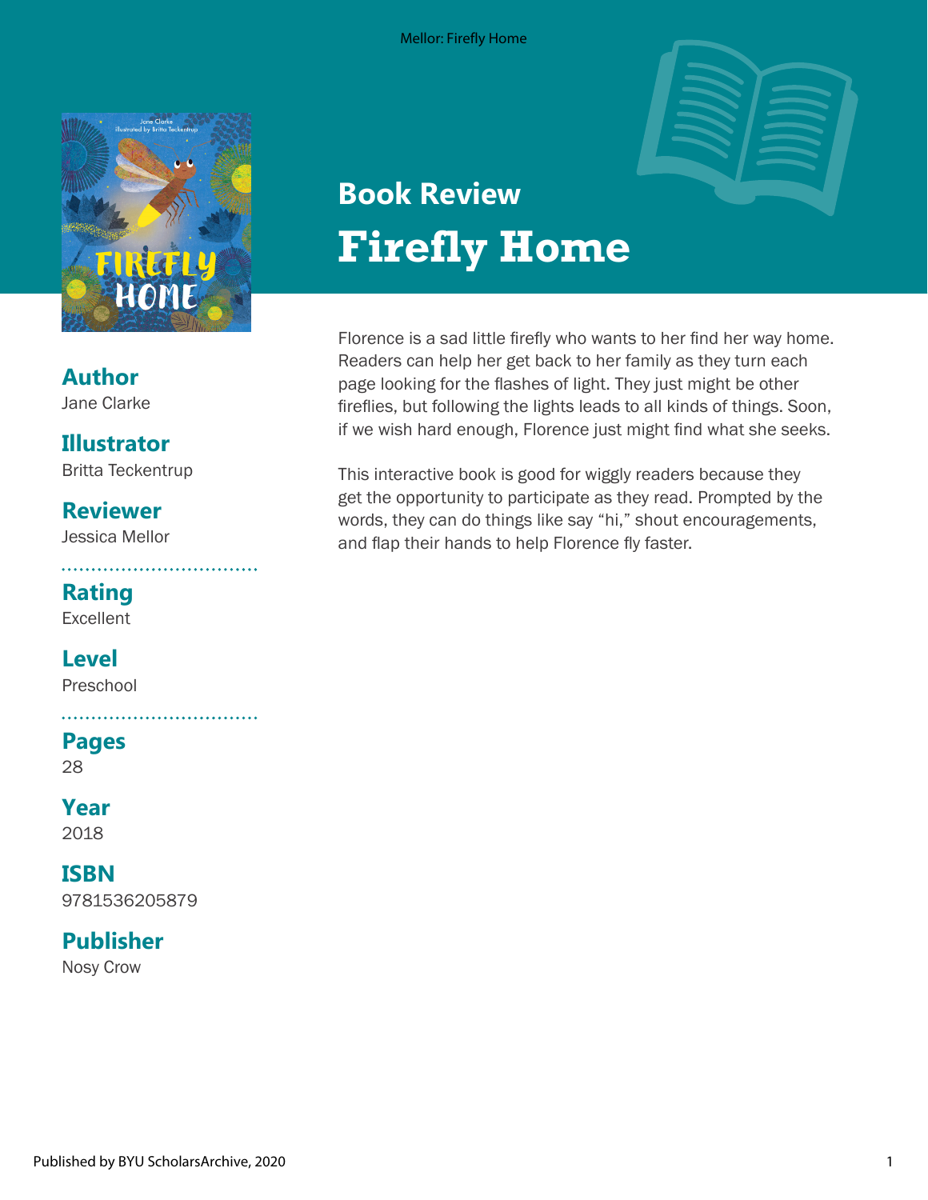## Book Review

# Firefly Home

**Author**
Jane Clarke

**Illustrator**
Britta Teckentrup

**Reviewer**
Jessica Mellor

**Rating**
Excellent

**Level**
Preschool

**Pages**
28

**Year**
2018

**ISBN**
9781536205879

**Publisher**
Nosy Crow

Florence is a sad little firefly who wants to her find her way home. Readers can help her get back to her family as they turn each page looking for the flashes of light. They just might be other fireflies, but following the lights leads to all kinds of things. Soon, if we wish hard enough, Florence just might find what she seeks.

This interactive book is good for wiggly readers because they get the opportunity to participate as they read. Prompted by the words, they can do things like say "hi," shout encouragements, and flap their hands to help Florence fly faster.